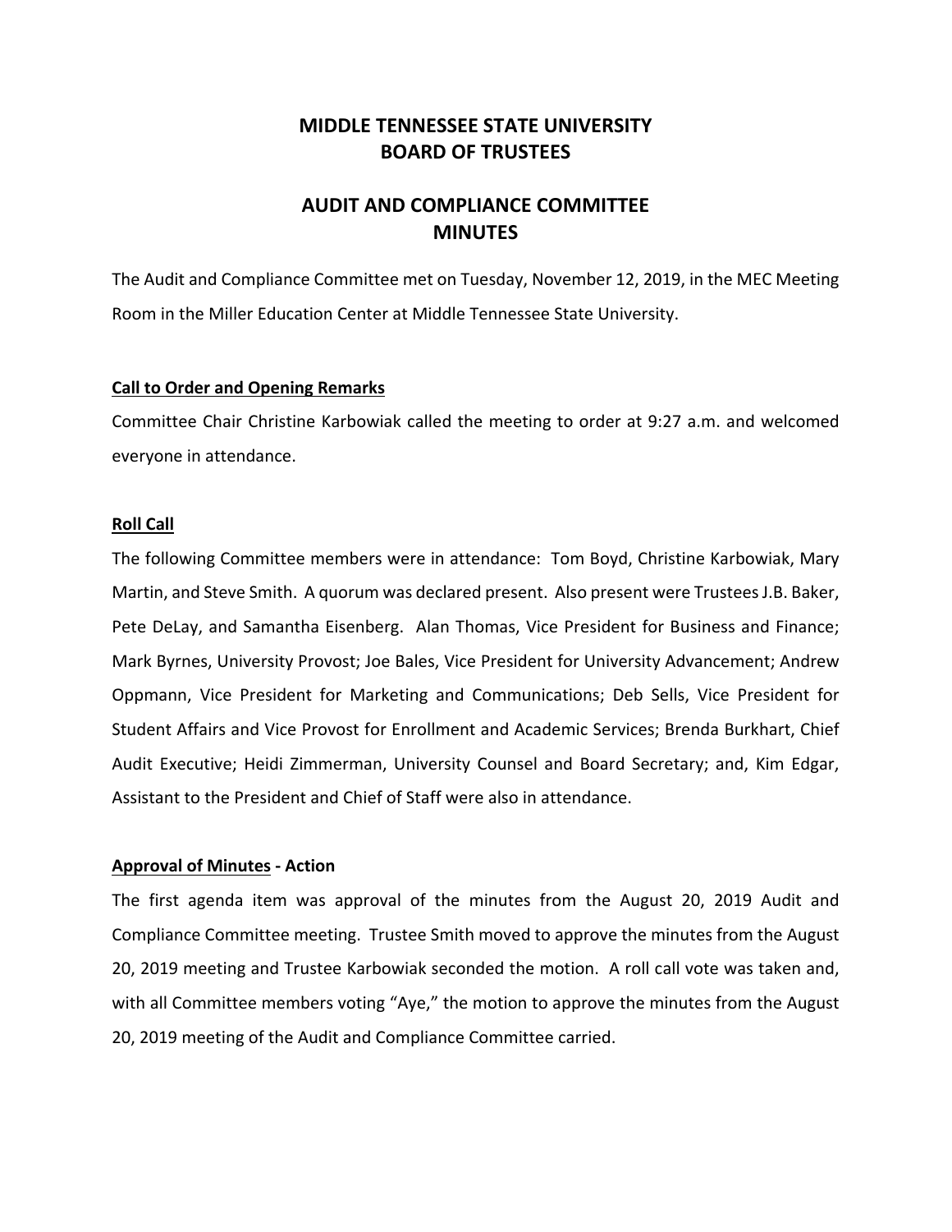# MIDDLE TENNESSEE STATE UNIVERSITY
# BOARD OF TRUSTEES

## AUDIT AND COMPLIANCE COMMITTEE
## MINUTES

The Audit and Compliance Committee met on Tuesday, November 12, 2019, in the MEC Meeting Room in the Miller Education Center at Middle Tennessee State University.

### Call to Order and Opening Remarks

Committee Chair Christine Karbowiak called the meeting to order at 9:27 a.m. and welcomed everyone in attendance.

### Roll Call

The following Committee members were in attendance: Tom Boyd, Christine Karbowiak, Mary Martin, and Steve Smith. A quorum was declared present. Also present were Trustees J.B. Baker, Pete DeLay, and Samantha Eisenberg. Alan Thomas, Vice President for Business and Finance; Mark Byrnes, University Provost; Joe Bales, Vice President for University Advancement; Andrew Oppmann, Vice President for Marketing and Communications; Deb Sells, Vice President for Student Affairs and Vice Provost for Enrollment and Academic Services; Brenda Burkhart, Chief Audit Executive; Heidi Zimmerman, University Counsel and Board Secretary; and, Kim Edgar, Assistant to the President and Chief of Staff were also in attendance.

### Approval of Minutes - Action

The first agenda item was approval of the minutes from the August 20, 2019 Audit and Compliance Committee meeting. Trustee Smith moved to approve the minutes from the August 20, 2019 meeting and Trustee Karbowiak seconded the motion. A roll call vote was taken and, with all Committee members voting "Aye," the motion to approve the minutes from the August 20, 2019 meeting of the Audit and Compliance Committee carried.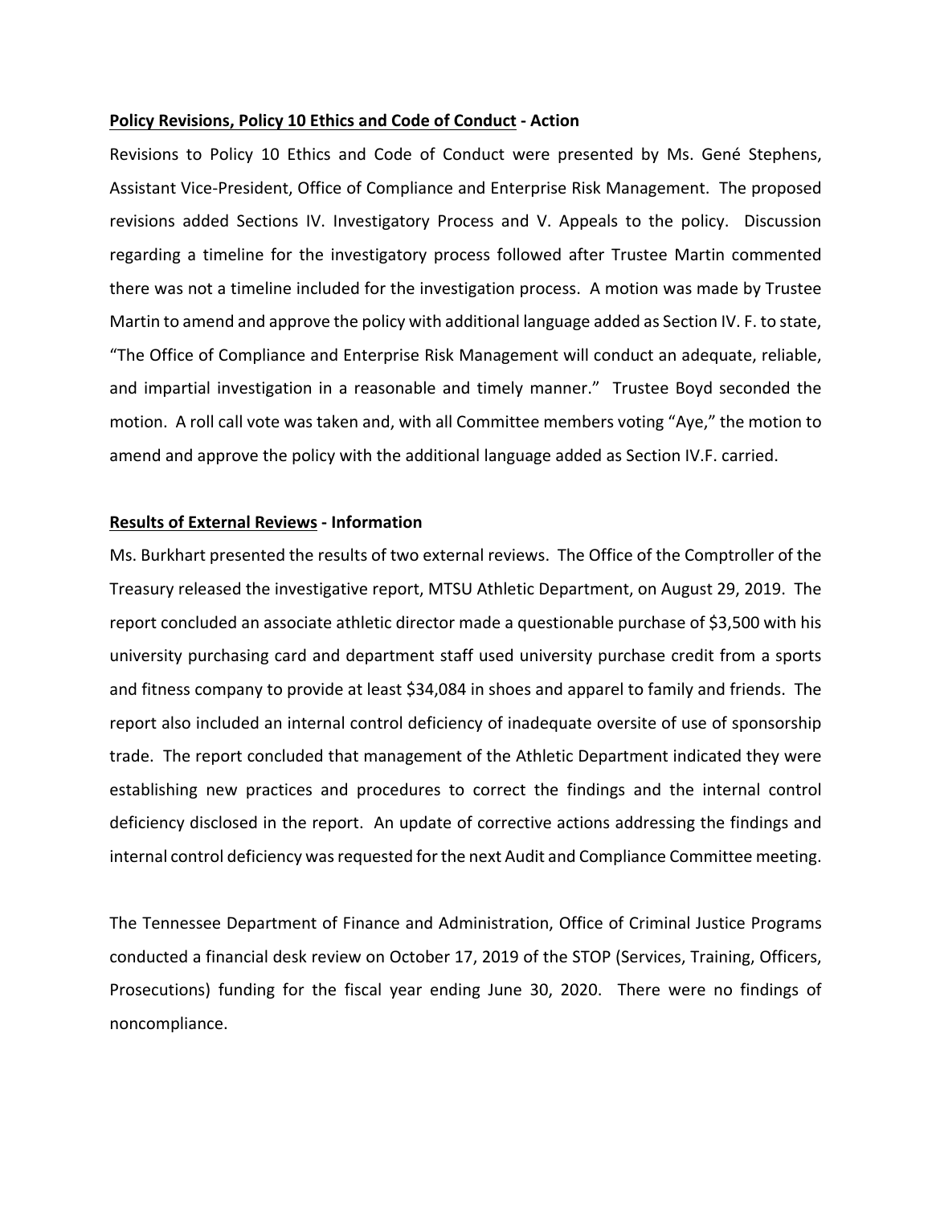**<u>Policy Revisions, Policy 10 Ethics and Code of Conduct</u> - Action**

Revisions to Policy 10 Ethics and Code of Conduct were presented by Ms. Gené Stephens, Assistant Vice-President, Office of Compliance and Enterprise Risk Management. The proposed revisions added Sections IV. Investigatory Process and V. Appeals to the policy. Discussion regarding a timeline for the investigatory process followed after Trustee Martin commented there was not a timeline included for the investigation process. A motion was made by Trustee Martin to amend and approve the policy with additional language added as Section IV. F. to state, "The Office of Compliance and Enterprise Risk Management will conduct an adequate, reliable, and impartial investigation in a reasonable and timely manner." Trustee Boyd seconded the motion. A roll call vote was taken and, with all Committee members voting "Aye," the motion to amend and approve the policy with the additional language added as Section IV.F. carried.

**<u>Results of External Reviews</u> - Information**

Ms. Burkhart presented the results of two external reviews. The Office of the Comptroller of the Treasury released the investigative report, MTSU Athletic Department, on August 29, 2019. The report concluded an associate athletic director made a questionable purchase of $3,500 with his university purchasing card and department staff used university purchase credit from a sports and fitness company to provide at least $34,084 in shoes and apparel to family and friends. The report also included an internal control deficiency of inadequate oversite of use of sponsorship trade. The report concluded that management of the Athletic Department indicated they were establishing new practices and procedures to correct the findings and the internal control deficiency disclosed in the report. An update of corrective actions addressing the findings and internal control deficiency was requested for the next Audit and Compliance Committee meeting.

The Tennessee Department of Finance and Administration, Office of Criminal Justice Programs conducted a financial desk review on October 17, 2019 of the STOP (Services, Training, Officers, Prosecutions) funding for the fiscal year ending June 30, 2020. There were no findings of noncompliance.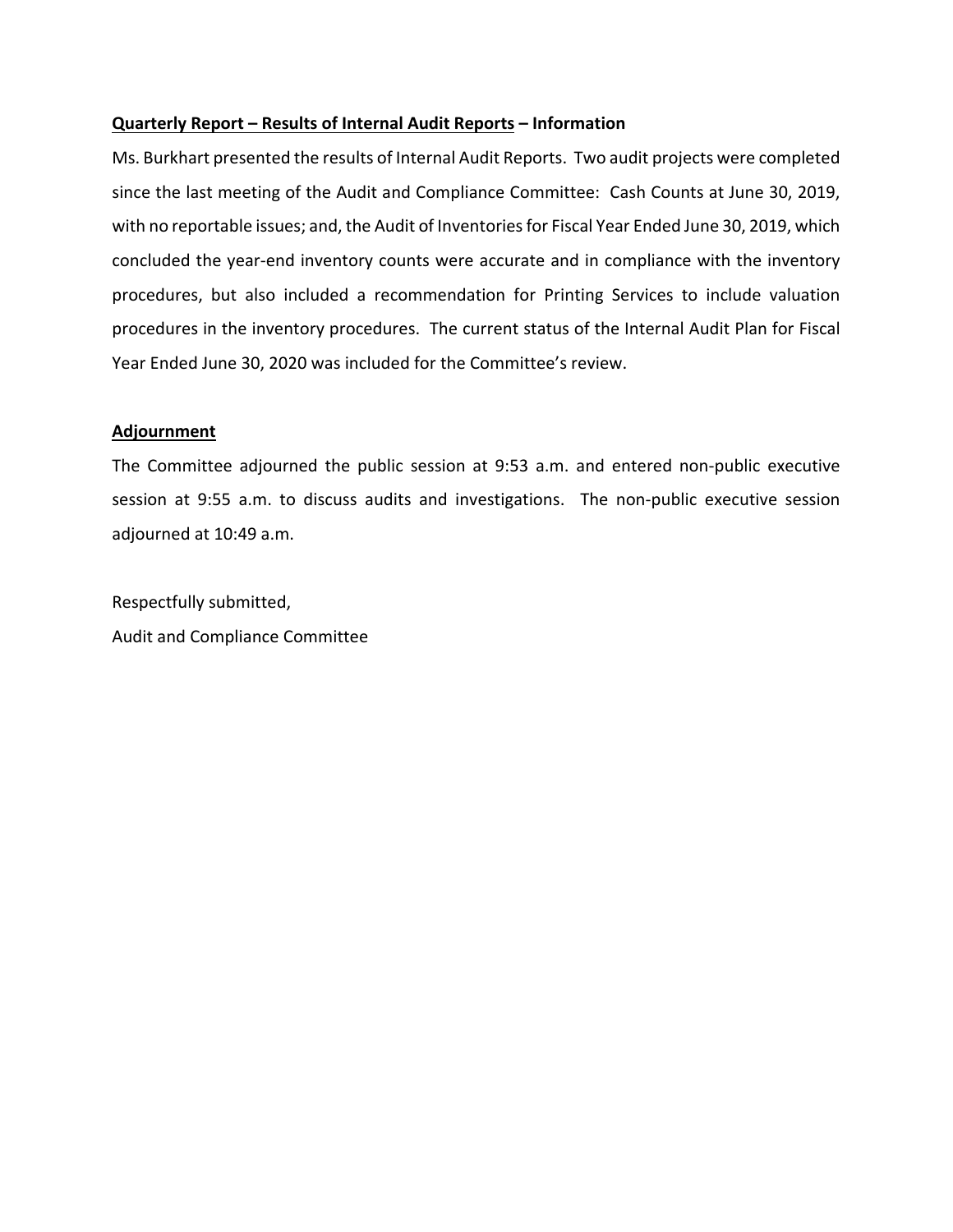**Quarterly Report – Results of Internal Audit Reports – Information**

Ms. Burkhart presented the results of Internal Audit Reports. Two audit projects were completed since the last meeting of the Audit and Compliance Committee: Cash Counts at June 30, 2019, with no reportable issues; and, the Audit of Inventories for Fiscal Year Ended June 30, 2019, which concluded the year-end inventory counts were accurate and in compliance with the inventory procedures, but also included a recommendation for Printing Services to include valuation procedures in the inventory procedures. The current status of the Internal Audit Plan for Fiscal Year Ended June 30, 2020 was included for the Committee's review.

**Adjournment**

The Committee adjourned the public session at 9:53 a.m. and entered non-public executive session at 9:55 a.m. to discuss audits and investigations. The non-public executive session adjourned at 10:49 a.m.

Respectfully submitted,
Audit and Compliance Committee